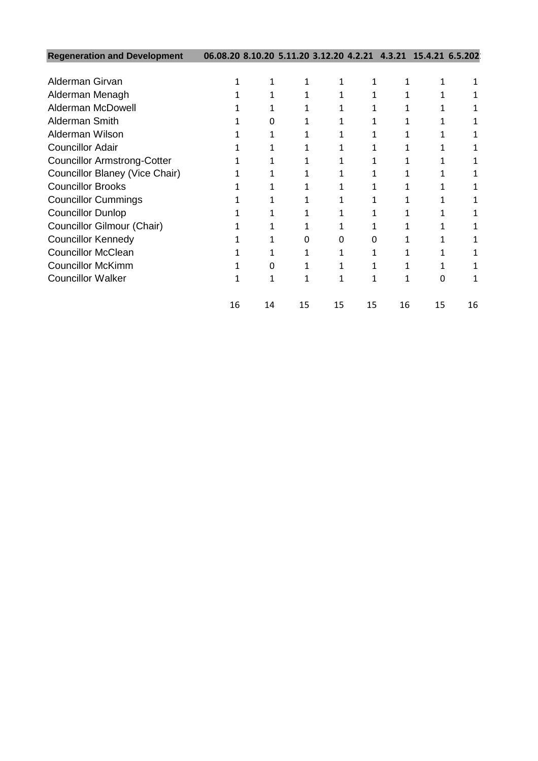| Regeneration and Development | 06.08.20 | 8.10.20 | 5.11.20 | 3.12.20 | 4.2.21 | 4.3.21 | 15.4.21 | 6.5.202 |
|---|---|---|---|---|---|---|---|---|
| Alderman Girvan | 1 | 1 | 1 | 1 | 1 | 1 | 1 | 1 |
| Alderman Menagh | 1 | 1 | 1 | 1 | 1 | 1 | 1 | 1 |
| Alderman McDowell | 1 | 1 | 1 | 1 | 1 | 1 | 1 | 1 |
| Alderman Smith | 1 | 0 | 1 | 1 | 1 | 1 | 1 | 1 |
| Alderman Wilson | 1 | 1 | 1 | 1 | 1 | 1 | 1 | 1 |
| Councillor Adair | 1 | 1 | 1 | 1 | 1 | 1 | 1 | 1 |
| Councillor Armstrong-Cotter | 1 | 1 | 1 | 1 | 1 | 1 | 1 | 1 |
| Councillor Blaney (Vice Chair) | 1 | 1 | 1 | 1 | 1 | 1 | 1 | 1 |
| Councillor Brooks | 1 | 1 | 1 | 1 | 1 | 1 | 1 | 1 |
| Councillor Cummings | 1 | 1 | 1 | 1 | 1 | 1 | 1 | 1 |
| Councillor Dunlop | 1 | 1 | 1 | 1 | 1 | 1 | 1 | 1 |
| Councillor Gilmour (Chair) | 1 | 1 | 1 | 1 | 1 | 1 | 1 | 1 |
| Councillor Kennedy | 1 | 1 | 0 | 0 | 0 | 1 | 1 | 1 |
| Councillor McClean | 1 | 1 | 1 | 1 | 1 | 1 | 1 | 1 |
| Councillor McKimm | 1 | 0 | 1 | 1 | 1 | 1 | 1 | 1 |
| Councillor Walker | 1 | 1 | 1 | 1 | 1 | 1 | 0 | 1 |
| | 16 | 14 | 15 | 15 | 15 | 16 | 15 | 16 |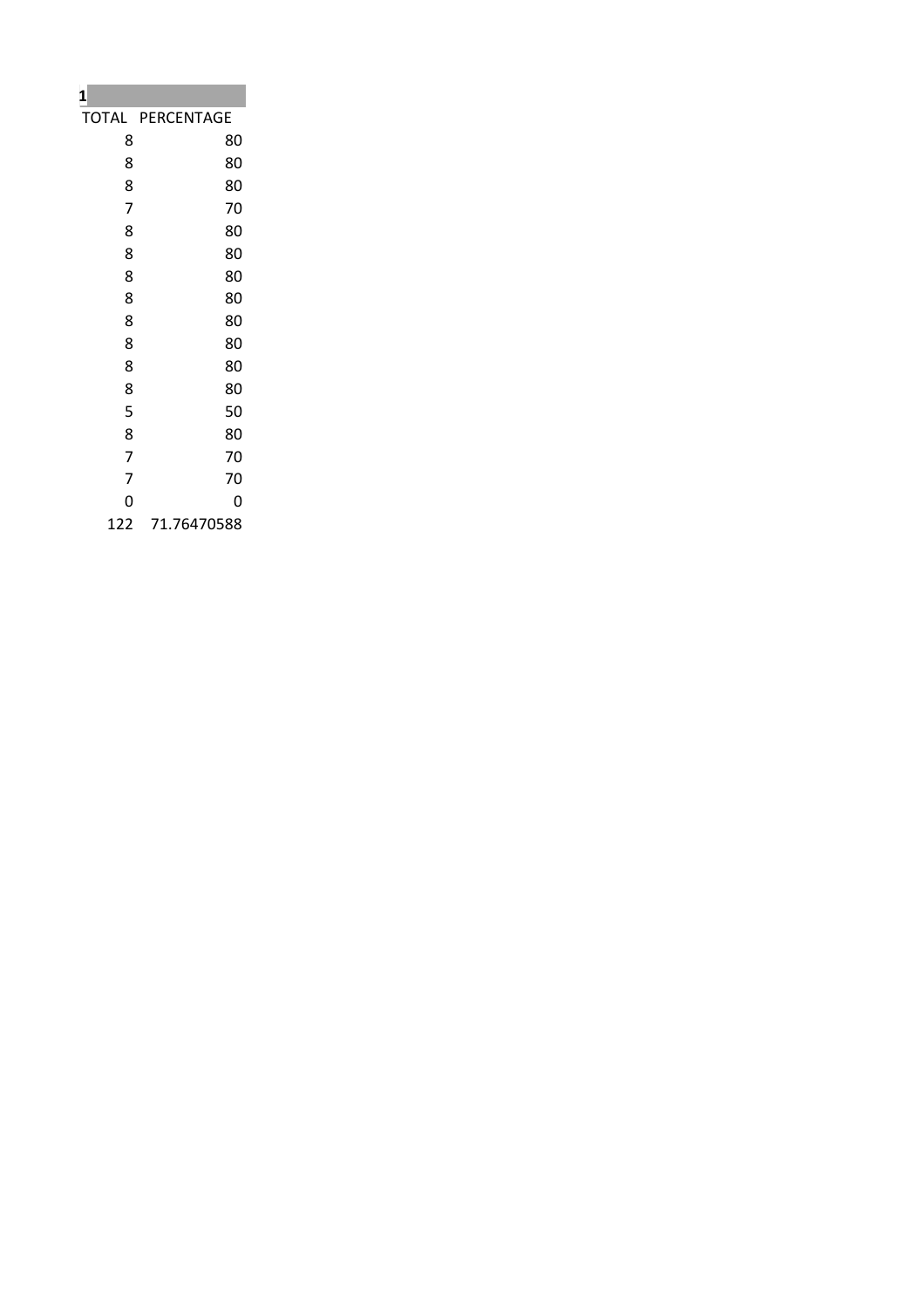**1**

| TOTAL | PERCENTAGE |
|---|---|
| 8 | 80 |
| 8 | 80 |
| 8 | 80 |
| 7 | 70 |
| 8 | 80 |
| 8 | 80 |
| 8 | 80 |
| 8 | 80 |
| 8 | 80 |
| 8 | 80 |
| 8 | 80 |
| 8 | 80 |
| 5 | 50 |
| 8 | 80 |
| 7 | 70 |
| 7 | 70 |
| 0 | 0 |
| 122 | 71.76470588 |